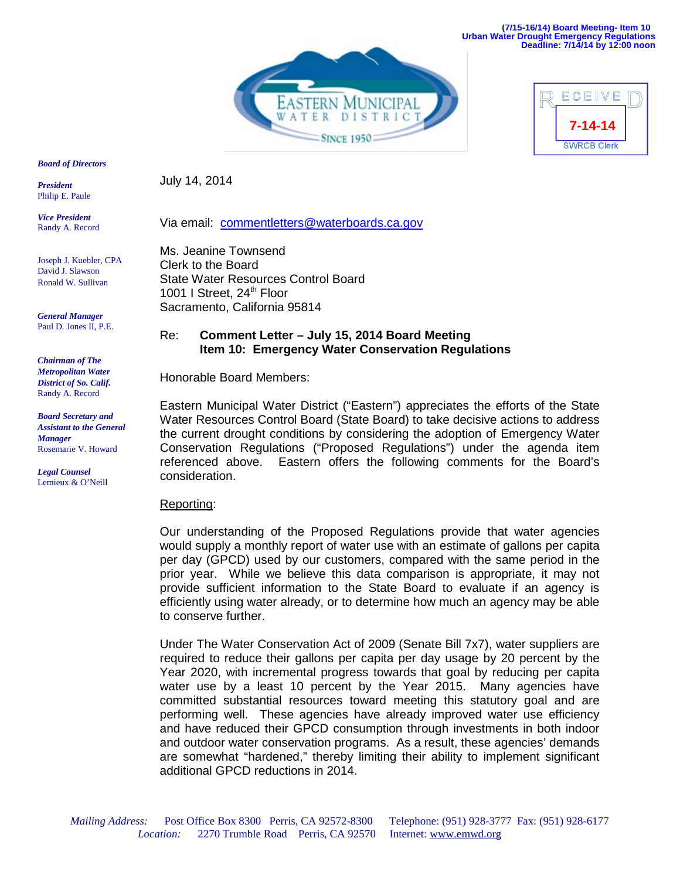(7/15-16/14) Board Meeting- Item 10
Urban Water Drought Emergency Regulations
Deadline: 7/14/14 by 12:00 noon

EASTERN MUNICIPAL WATER DISTRICT
SINCE 1950

RECEIVED
7-14-14
SWRCB Clerk

***Board of Directors***

***President***
Philip E. Paule

***Vice President***
Randy A. Record

Joseph J. Kuebler, CPA
David J. Slawson
Ronald W. Sullivan

***General Manager***
Paul D. Jones II, P.E.

***Chairman of The Metropolitan Water District of So. Calif.***
Randy A. Record

***Board Secretary and Assistant to the General Manager***
Rosemarie V. Howard

***Legal Counsel***
Lemieux & O'Neill

July 14, 2014

Via email: commentletters@waterboards.ca.gov

Ms. Jeanine Townsend
Clerk to the Board
State Water Resources Control Board
1001 I Street, 24th Floor
Sacramento, California 95814

Re: **Comment Letter – July 15, 2014 Board Meeting**
**Item 10: Emergency Water Conservation Regulations**

Honorable Board Members:

Eastern Municipal Water District ("Eastern") appreciates the efforts of the State Water Resources Control Board (State Board) to take decisive actions to address the current drought conditions by considering the adoption of Emergency Water Conservation Regulations ("Proposed Regulations") under the agenda item referenced above. Eastern offers the following comments for the Board's consideration.

Reporting:

Our understanding of the Proposed Regulations provide that water agencies would supply a monthly report of water use with an estimate of gallons per capita per day (GPCD) used by our customers, compared with the same period in the prior year. While we believe this data comparison is appropriate, it may not provide sufficient information to the State Board to evaluate if an agency is efficiently using water already, or to determine how much an agency may be able to conserve further.

Under The Water Conservation Act of 2009 (Senate Bill 7x7), water suppliers are required to reduce their gallons per capita per day usage by 20 percent by the Year 2020, with incremental progress towards that goal by reducing per capita water use by a least 10 percent by the Year 2015. Many agencies have committed substantial resources toward meeting this statutory goal and are performing well. These agencies have already improved water use efficiency and have reduced their GPCD consumption through investments in both indoor and outdoor water conservation programs. As a result, these agencies' demands are somewhat "hardened," thereby limiting their ability to implement significant additional GPCD reductions in 2014.

*Mailing Address:* Post Office Box 8300 Perris, CA 92572-8300 Telephone: (951) 928-3777 Fax: (951) 928-6177
*Location:* 2270 Trumble Road Perris, CA 92570 Internet: www.emwd.org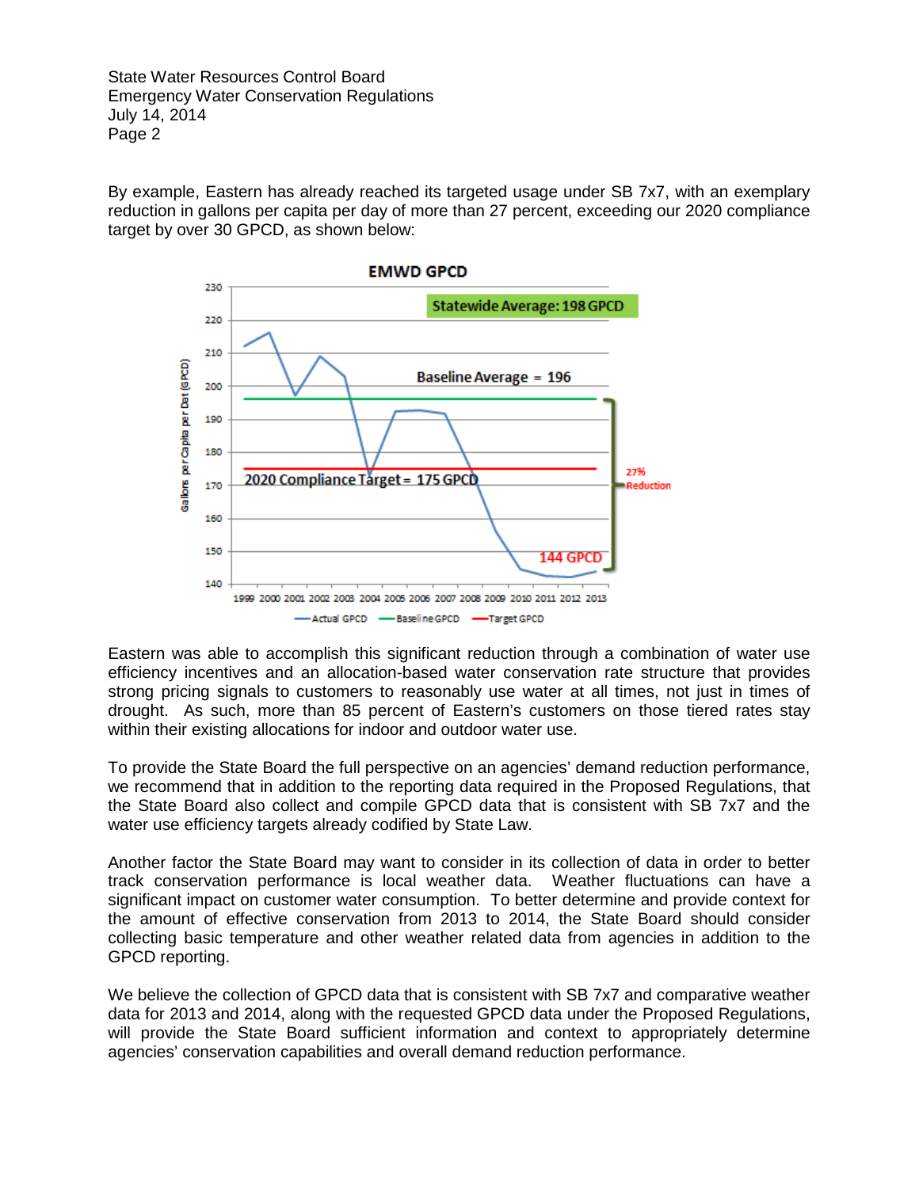By example, Eastern has already reached its targeted usage under SB 7x7, with an exemplary reduction in gallons per capita per day of more than 27 percent, exceeding our 2020 compliance target by over 30 GPCD, as shown below:

Eastern was able to accomplish this significant reduction through a combination of water use efficiency incentives and an allocation-based water conservation rate structure that provides strong pricing signals to customers to reasonably use water at all times, not just in times of drought. As such, more than 85 percent of Eastern's customers on those tiered rates stay within their existing allocations for indoor and outdoor water use.

To provide the State Board the full perspective on an agencies' demand reduction performance, we recommend that in addition to the reporting data required in the Proposed Regulations, that the State Board also collect and compile GPCD data that is consistent with SB 7x7 and the water use efficiency targets already codified by State Law.

Another factor the State Board may want to consider in its collection of data in order to better track conservation performance is local weather data. Weather fluctuations can have a significant impact on customer water consumption. To better determine and provide context for the amount of effective conservation from 2013 to 2014, the State Board should consider collecting basic temperature and other weather related data from agencies in addition to the GPCD reporting.

We believe the collection of GPCD data that is consistent with SB 7x7 and comparative weather data for 2013 and 2014, along with the requested GPCD data under the Proposed Regulations, will provide the State Board sufficient information and context to appropriately determine agencies' conservation capabilities and overall demand reduction performance.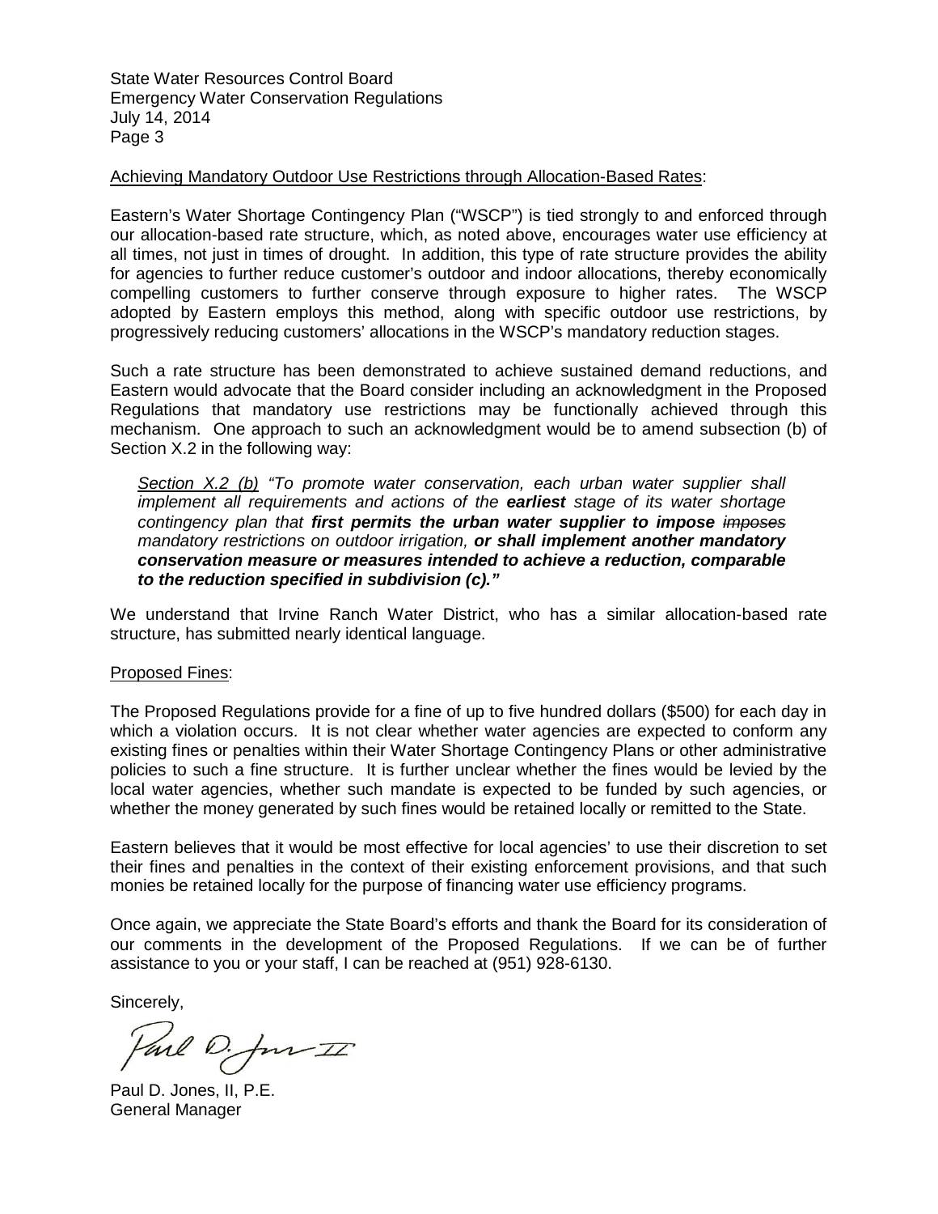Achieving Mandatory Outdoor Use Restrictions through Allocation-Based Rates:

Eastern's Water Shortage Contingency Plan ("WSCP") is tied strongly to and enforced through our allocation-based rate structure, which, as noted above, encourages water use efficiency at all times, not just in times of drought. In addition, this type of rate structure provides the ability for agencies to further reduce customer's outdoor and indoor allocations, thereby economically compelling customers to further conserve through exposure to higher rates. The WSCP adopted by Eastern employs this method, along with specific outdoor use restrictions, by progressively reducing customers' allocations in the WSCP's mandatory reduction stages.

Such a rate structure has been demonstrated to achieve sustained demand reductions, and Eastern would advocate that the Board consider including an acknowledgment in the Proposed Regulations that mandatory use restrictions may be functionally achieved through this mechanism. One approach to such an acknowledgment would be to amend subsection (b) of Section X.2 in the following way:

> *Section X.2 (b) "To promote water conservation, each urban water supplier shall implement all requirements and actions of the **earliest** stage of its water shortage contingency plan that **first permits the urban water supplier to impose** ~~imposes~~ mandatory restrictions on outdoor irrigation, **or shall implement another mandatory conservation measure or measures intended to achieve a reduction, comparable to the reduction specified in subdivision (c)."***

We understand that Irvine Ranch Water District, who has a similar allocation-based rate structure, has submitted nearly identical language.

Proposed Fines:

The Proposed Regulations provide for a fine of up to five hundred dollars ($500) for each day in which a violation occurs. It is not clear whether water agencies are expected to conform any existing fines or penalties within their Water Shortage Contingency Plans or other administrative policies to such a fine structure. It is further unclear whether the fines would be levied by the local water agencies, whether such mandate is expected to be funded by such agencies, or whether the money generated by such fines would be retained locally or remitted to the State.

Eastern believes that it would be most effective for local agencies' to use their discretion to set their fines and penalties in the context of their existing enforcement provisions, and that such monies be retained locally for the purpose of financing water use efficiency programs.

Once again, we appreciate the State Board's efforts and thank the Board for its consideration of our comments in the development of the Proposed Regulations. If we can be of further assistance to you or your staff, I can be reached at (951) 928-6130.

Sincerely,

Paul D. Jones, II, P.E.
General Manager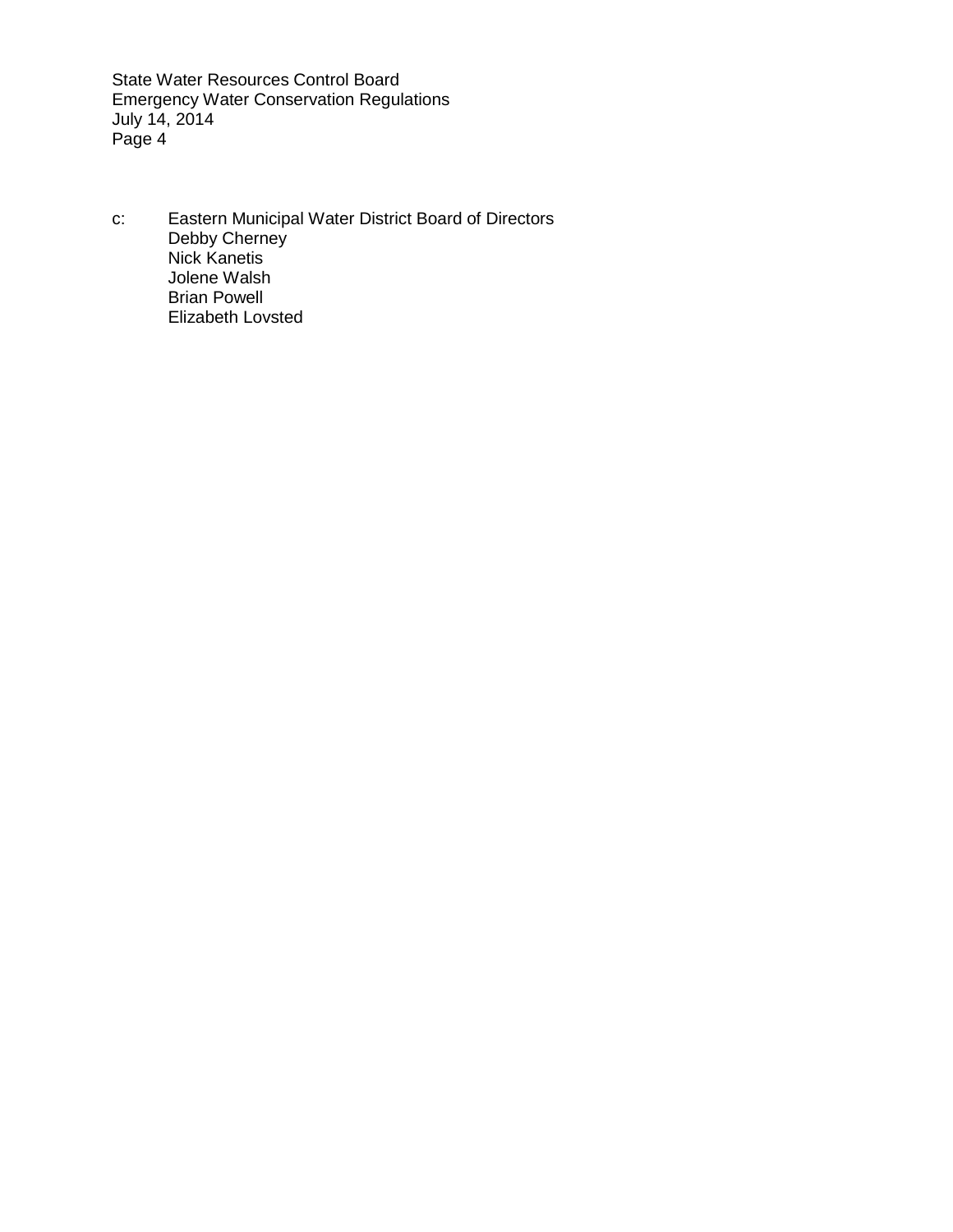c: Eastern Municipal Water District Board of Directors
Debby Cherney
Nick Kanetis
Jolene Walsh
Brian Powell
Elizabeth Lovsted